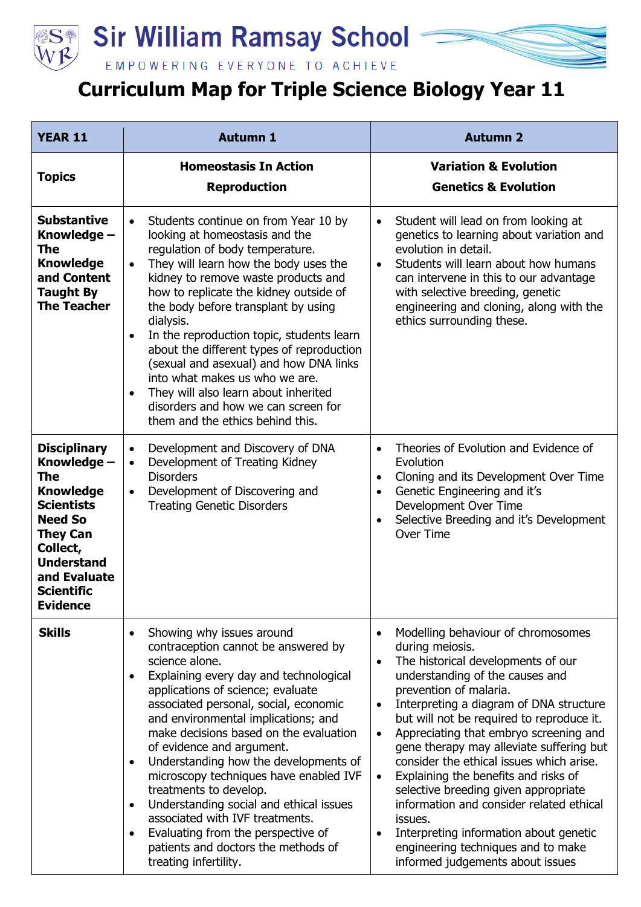# Sir William Ramsay School

EMPOWERING EVERYONE TO ACHIEVE

## Curriculum Map for Triple Science Biology Year 11

| YEAR 11 | Autumn 1 | Autumn 2 |
|---|---|---|
| **Topics** | **Homeostasis In Action**<br>**Reproduction** | **Variation & Evolution**<br>**Genetics & Evolution** |
| **Substantive Knowledge – The Knowledge and Content Taught By The Teacher** | • Students continue on from Year 10 by looking at homeostasis and the regulation of body temperature.<br>• They will learn how the body uses the kidney to remove waste products and how to replicate the kidney outside of the body before transplant by using dialysis.<br>• In the reproduction topic, students learn about the different types of reproduction (sexual and asexual) and how DNA links into what makes us who we are.<br>• They will also learn about inherited disorders and how we can screen for them and the ethics behind this. | • Student will lead on from looking at genetics to learning about variation and evolution in detail.<br>• Students will learn about how humans can intervene in this to our advantage with selective breeding, genetic engineering and cloning, along with the ethics surrounding these. |
| **Disciplinary Knowledge – The Knowledge Scientists Need So They Can Collect, Understand and Evaluate Scientific Evidence** | • Development and Discovery of DNA<br>• Development of Treating Kidney Disorders<br>• Development of Discovering and Treating Genetic Disorders | • Theories of Evolution and Evidence of Evolution<br>• Cloning and its Development Over Time<br>• Genetic Engineering and it's Development Over Time<br>• Selective Breeding and it's Development Over Time |
| **Skills** | • Showing why issues around contraception cannot be answered by science alone.<br>• Explaining every day and technological applications of science; evaluate associated personal, social, economic and environmental implications; and make decisions based on the evaluation of evidence and argument.<br>• Understanding how the developments of microscopy techniques have enabled IVF treatments to develop.<br>• Understanding social and ethical issues associated with IVF treatments.<br>• Evaluating from the perspective of patients and doctors the methods of treating infertility. | • Modelling behaviour of chromosomes during meiosis.<br>• The historical developments of our understanding of the causes and prevention of malaria.<br>• Interpreting a diagram of DNA structure but will not be required to reproduce it.<br>• Appreciating that embryo screening and gene therapy may alleviate suffering but consider the ethical issues which arise.<br>• Explaining the benefits and risks of selective breeding given appropriate information and consider related ethical issues.<br>• Interpreting information about genetic engineering techniques and to make informed judgements about issues |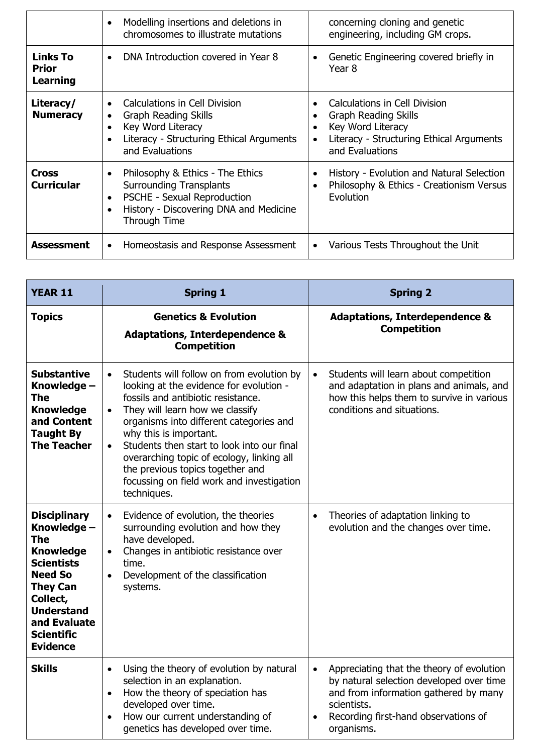| | | |
|---|---|---|
| | • Modelling insertions and deletions in chromosomes to illustrate mutations | concerning cloning and genetic engineering, including GM crops. |
| **Links To Prior Learning** | • DNA Introduction covered in Year 8 | • Genetic Engineering covered briefly in Year 8 |
| **Literacy/ Numeracy** | • Calculations in Cell Division<br>• Graph Reading Skills<br>• Key Word Literacy<br>• Literacy - Structuring Ethical Arguments and Evaluations | • Calculations in Cell Division<br>• Graph Reading Skills<br>• Key Word Literacy<br>• Literacy - Structuring Ethical Arguments and Evaluations |
| **Cross Curricular** | • Philosophy & Ethics - The Ethics Surrounding Transplants<br>• PSCHE - Sexual Reproduction<br>• History - Discovering DNA and Medicine Through Time | • History - Evolution and Natural Selection<br>• Philosophy & Ethics - Creationism Versus Evolution |
| **Assessment** | • Homeostasis and Response Assessment | • Various Tests Throughout the Unit |

| YEAR 11 | Spring 1 | Spring 2 |
|---|---|---|
| **Topics** | **Genetics & Evolution**<br>**Adaptations, Interdependence & Competition** | **Adaptations, Interdependence & Competition** |
| **Substantive Knowledge – The Knowledge and Content Taught By The Teacher** | • Students will follow on from evolution by looking at the evidence for evolution - fossils and antibiotic resistance.<br>• They will learn how we classify organisms into different categories and why this is important.<br>• Students then start to look into our final overarching topic of ecology, linking all the previous topics together and focussing on field work and investigation techniques. | • Students will learn about competition and adaptation in plans and animals, and how this helps them to survive in various conditions and situations. |
| **Disciplinary Knowledge – The Knowledge Scientists Need So They Can Collect, Understand and Evaluate Scientific Evidence** | • Evidence of evolution, the theories surrounding evolution and how they have developed.<br>• Changes in antibiotic resistance over time.<br>• Development of the classification systems. | • Theories of adaptation linking to evolution and the changes over time. |
| **Skills** | • Using the theory of evolution by natural selection in an explanation.<br>• How the theory of speciation has developed over time.<br>• How our current understanding of genetics has developed over time. | • Appreciating that the theory of evolution by natural selection developed over time and from information gathered by many scientists.<br>• Recording first-hand observations of organisms. |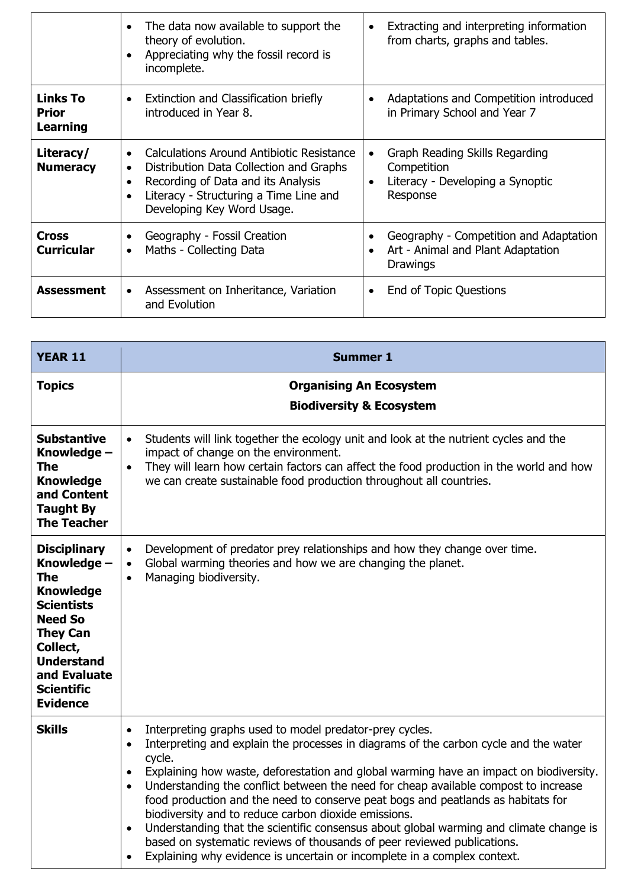|  |  |  |
|---|---|---|
|  | • The data now available to support the theory of evolution.<br>• Appreciating why the fossil record is incomplete. | • Extracting and interpreting information from charts, graphs and tables. |
| **Links To Prior Learning** | • Extinction and Classification briefly introduced in Year 8. | • Adaptations and Competition introduced in Primary School and Year 7 |
| **Literacy/ Numeracy** | • Calculations Around Antibiotic Resistance<br>• Distribution Data Collection and Graphs<br>• Recording of Data and its Analysis<br>• Literacy - Structuring a Time Line and Developing Key Word Usage. | • Graph Reading Skills Regarding Competition<br>• Literacy - Developing a Synoptic Response |
| **Cross Curricular** | • Geography - Fossil Creation<br>• Maths - Collecting Data | • Geography - Competition and Adaptation<br>• Art - Animal and Plant Adaptation Drawings |
| **Assessment** | • Assessment on Inheritance, Variation and Evolution | • End of Topic Questions |

| **YEAR 11** | **Summer 1** |
|---|---|
| **Topics** | **Organising An Ecosystem**<br>**Biodiversity & Ecosystem** |
| **Substantive Knowledge – The Knowledge and Content Taught By The Teacher** | • Students will link together the ecology unit and look at the nutrient cycles and the impact of change on the environment.<br>• They will learn how certain factors can affect the food production in the world and how we can create sustainable food production throughout all countries. |
| **Disciplinary Knowledge – The Knowledge Scientists Need So They Can Collect, Understand and Evaluate Scientific Evidence** | • Development of predator prey relationships and how they change over time.<br>• Global warming theories and how we are changing the planet.<br>• Managing biodiversity. |
| **Skills** | • Interpreting graphs used to model predator-prey cycles.<br>• Interpreting and explain the processes in diagrams of the carbon cycle and the water cycle.<br>• Explaining how waste, deforestation and global warming have an impact on biodiversity.<br>• Understanding the conflict between the need for cheap available compost to increase food production and the need to conserve peat bogs and peatlands as habitats for biodiversity and to reduce carbon dioxide emissions.<br>• Understanding that the scientific consensus about global warming and climate change is based on systematic reviews of thousands of peer reviewed publications.<br>• Explaining why evidence is uncertain or incomplete in a complex context. |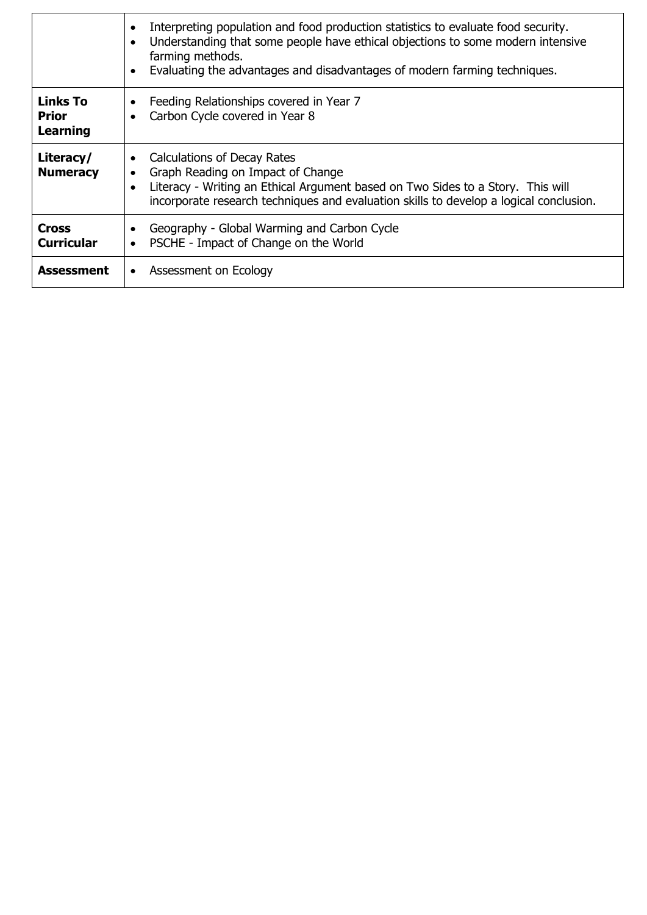| | |
|---|---|
| | • Interpreting population and food production statistics to evaluate food security.<br>• Understanding that some people have ethical objections to some modern intensive farming methods.<br>• Evaluating the advantages and disadvantages of modern farming techniques. |
| **Links To Prior Learning** | • Feeding Relationships covered in Year 7<br>• Carbon Cycle covered in Year 8 |
| **Literacy/ Numeracy** | • Calculations of Decay Rates<br>• Graph Reading on Impact of Change<br>• Literacy - Writing an Ethical Argument based on Two Sides to a Story. This will incorporate research techniques and evaluation skills to develop a logical conclusion. |
| **Cross Curricular** | • Geography - Global Warming and Carbon Cycle<br>• PSCHE - Impact of Change on the World |
| **Assessment** | • Assessment on Ecology |